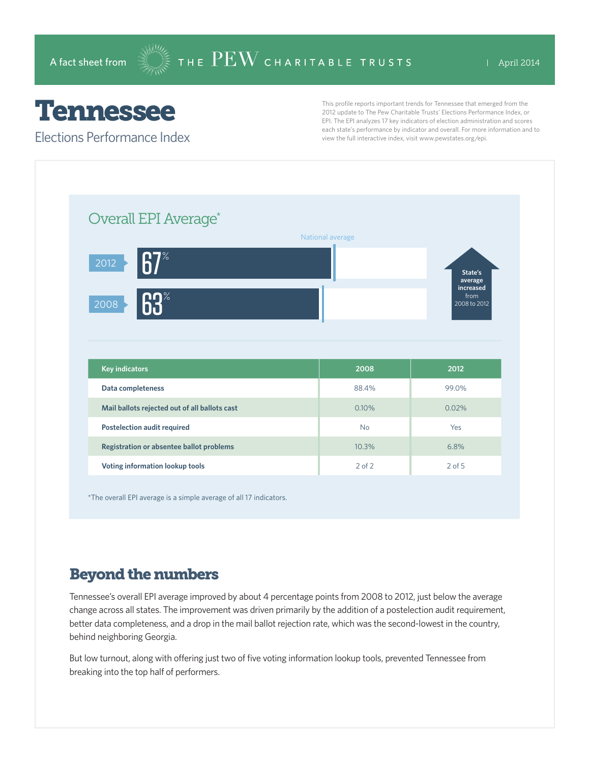A fact sheet from THE PEW CHARITABLE TRUSTS | April 2014

# Tennessee

## Elections Performance Index

This profile reports important trends for Tennessee that emerged from the 2012 update to The Pew Charitable Trusts' Elections Performance Index, or EPI. The EPI analyzes 17 key indicators of election administration and scores each state's performance by indicator and overall. For more information and to view the full interactive index, visit www.pewstates.org/epi.

### Overall EPI Average*

National average

- 2012: 67%
- 2008: 63%

State's average increased from 2008 to 2012

| Key indicators | 2008 | 2012 |
|---|---|---|
| Data completeness | 88.4% | 99.0% |
| Mail ballots rejected out of all ballots cast | 0.10% | 0.02% |
| Postelection audit required | No | Yes |
| Registration or absentee ballot problems | 10.3% | 6.8% |
| Voting information lookup tools | 2 of 2 | 2 of 5 |

*The overall EPI average is a simple average of all 17 indicators.

## Beyond the numbers

Tennessee's overall EPI average improved by about 4 percentage points from 2008 to 2012, just below the average change across all states. The improvement was driven primarily by the addition of a postelection audit requirement, better data completeness, and a drop in the mail ballot rejection rate, which was the second-lowest in the country, behind neighboring Georgia.

But low turnout, along with offering just two of five voting information lookup tools, prevented Tennessee from breaking into the top half of performers.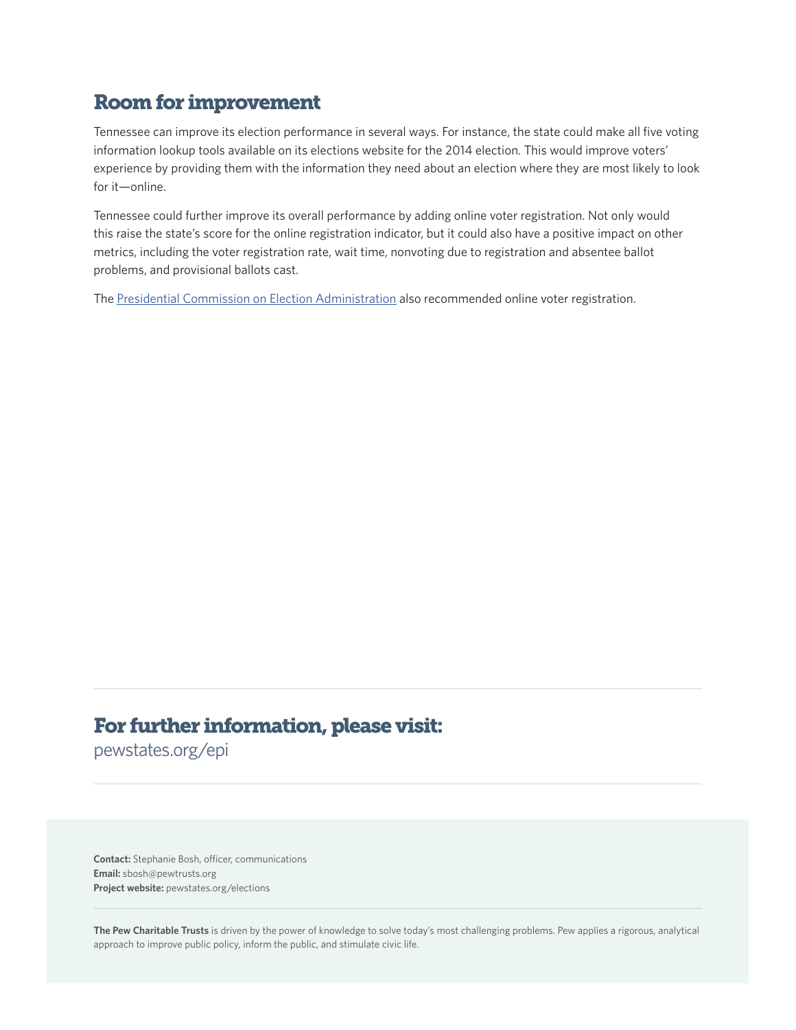## Room for improvement

Tennessee can improve its election performance in several ways. For instance, the state could make all five voting information lookup tools available on its elections website for the 2014 election. This would improve voters' experience by providing them with the information they need about an election where they are most likely to look for it—online.

Tennessee could further improve its overall performance by adding online voter registration. Not only would this raise the state's score for the online registration indicator, but it could also have a positive impact on other metrics, including the voter registration rate, wait time, nonvoting due to registration and absentee ballot problems, and provisional ballots cast.

The Presidential Commission on Election Administration also recommended online voter registration.

---

## For further information, please visit:

pewstates.org/epi

---

**Contact:** Stephanie Bosh, officer, communications
**Email:** sbosh@pewtrusts.org
**Project website:** pewstates.org/elections

---

**The Pew Charitable Trusts** is driven by the power of knowledge to solve today's most challenging problems. Pew applies a rigorous, analytical approach to improve public policy, inform the public, and stimulate civic life.